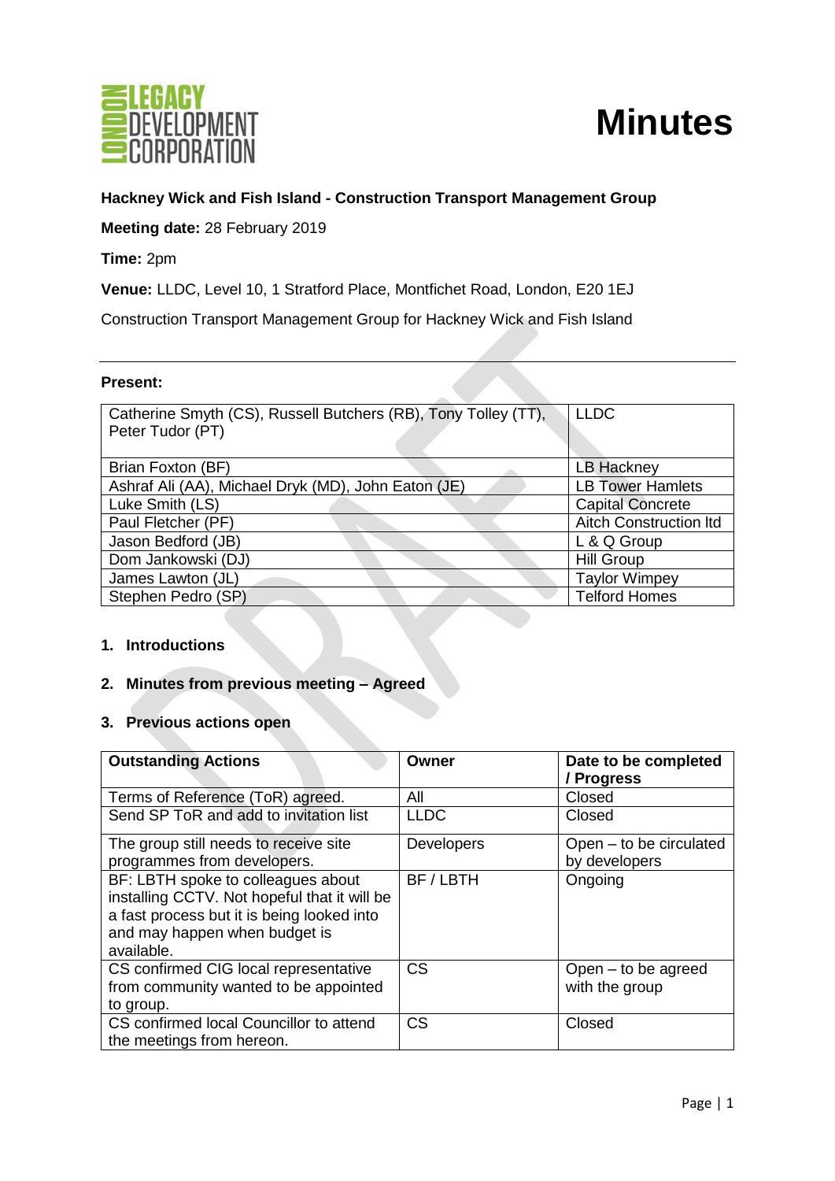# Minutes

**Hackney Wick and Fish Island - Construction Transport Management Group**

**Meeting date:** 28 February 2019

**Time:** 2pm

**Venue:** LLDC, Level 10, 1 Stratford Place, Montfichet Road, London, E20 1EJ

Construction Transport Management Group for Hackney Wick and Fish Island

---

**Present:**

| | |
|---|---|
| Catherine Smyth (CS), Russell Butchers (RB), Tony Tolley (TT), Peter Tudor (PT) | LLDC |
| Brian Foxton (BF) | LB Hackney |
| Ashraf Ali (AA), Michael Dryk (MD), John Eaton (JE) | LB Tower Hamlets |
| Luke Smith (LS) | Capital Concrete |
| Paul Fletcher (PF) | Aitch Construction ltd |
| Jason Bedford (JB) | L & Q Group |
| Dom Jankowski (DJ) | Hill Group |
| James Lawton (JL) | Taylor Wimpey |
| Stephen Pedro (SP) | Telford Homes |

## 1. Introductions

## 2. Minutes from previous meeting – Agreed

## 3. Previous actions open

| Outstanding Actions | Owner | Date to be completed / Progress |
|---|---|---|
| Terms of Reference (ToR) agreed. | All | Closed |
| Send SP ToR and add to invitation list | LLDC | Closed |
| The group still needs to receive site programmes from developers. | Developers | Open – to be circulated by developers |
| BF: LBTH spoke to colleagues about installing CCTV. Not hopeful that it will be a fast process but it is being looked into and may happen when budget is available. | BF / LBTH | Ongoing |
| CS confirmed CIG local representative from community wanted to be appointed to group. | CS | Open – to be agreed with the group |
| CS confirmed local Councillor to attend the meetings from hereon. | CS | Closed |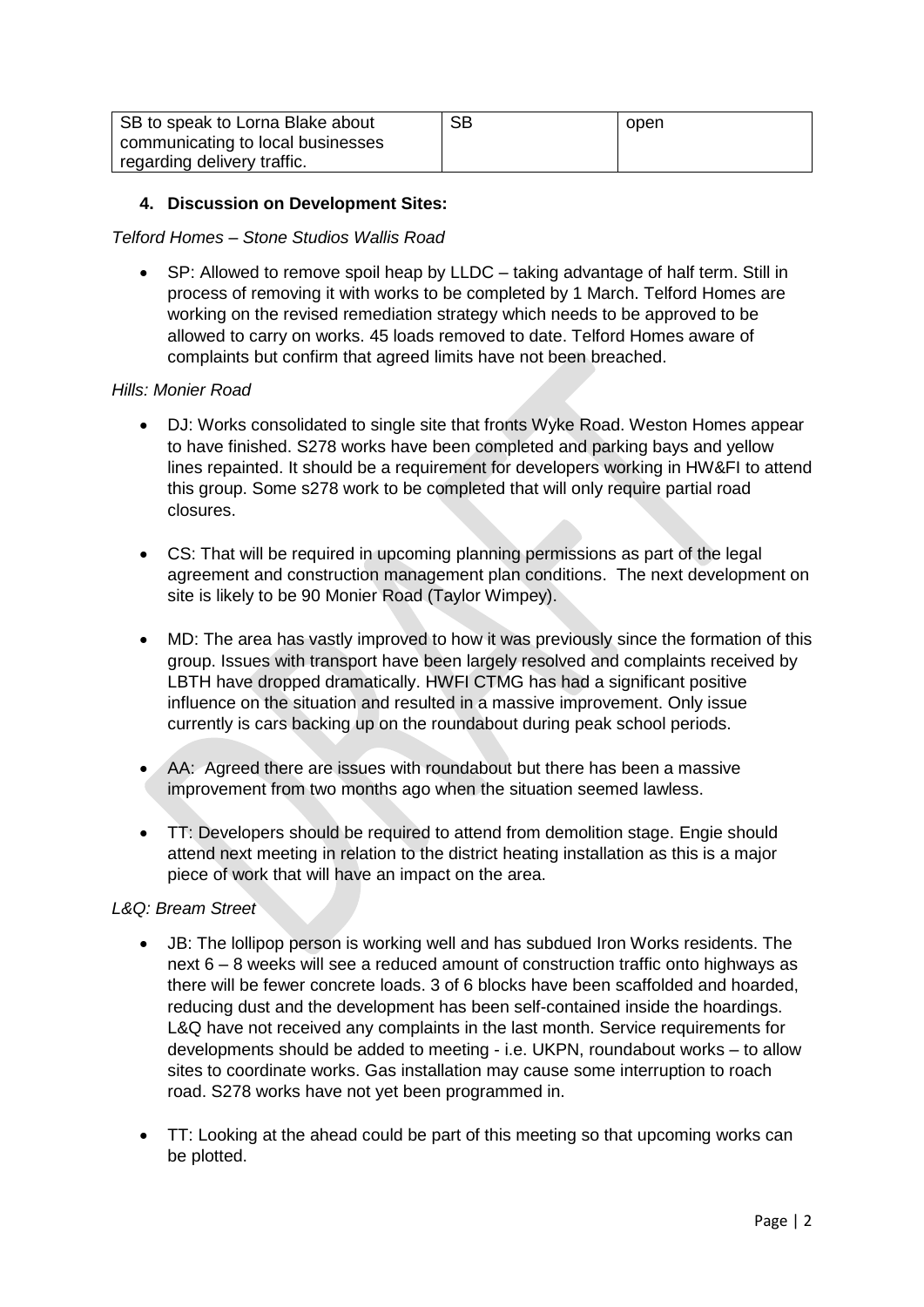| SB to speak to Lorna Blake about communicating to local businesses regarding delivery traffic. | SB | open |
|---|---|---|

**4. Discussion on Development Sites:**

*Telford Homes – Stone Studios Wallis Road*

- SP: Allowed to remove spoil heap by LLDC – taking advantage of half term. Still in process of removing it with works to be completed by 1 March. Telford Homes are working on the revised remediation strategy which needs to be approved to be allowed to carry on works. 45 loads removed to date. Telford Homes aware of complaints but confirm that agreed limits have not been breached.

*Hills: Monier Road*

- DJ: Works consolidated to single site that fronts Wyke Road. Weston Homes appear to have finished. S278 works have been completed and parking bays and yellow lines repainted. It should be a requirement for developers working in HW&FI to attend this group. Some s278 work to be completed that will only require partial road closures.

- CS: That will be required in upcoming planning permissions as part of the legal agreement and construction management plan conditions. The next development on site is likely to be 90 Monier Road (Taylor Wimpey).

- MD: The area has vastly improved to how it was previously since the formation of this group. Issues with transport have been largely resolved and complaints received by LBTH have dropped dramatically. HWFI CTMG has had a significant positive influence on the situation and resulted in a massive improvement. Only issue currently is cars backing up on the roundabout during peak school periods.

- AA: Agreed there are issues with roundabout but there has been a massive improvement from two months ago when the situation seemed lawless.

- TT: Developers should be required to attend from demolition stage. Engie should attend next meeting in relation to the district heating installation as this is a major piece of work that will have an impact on the area.

*L&Q: Bream Street*

- JB: The lollipop person is working well and has subdued Iron Works residents. The next 6 – 8 weeks will see a reduced amount of construction traffic onto highways as there will be fewer concrete loads. 3 of 6 blocks have been scaffolded and hoarded, reducing dust and the development has been self-contained inside the hoardings. L&Q have not received any complaints in the last month. Service requirements for developments should be added to meeting - i.e. UKPN, roundabout works – to allow sites to coordinate works. Gas installation may cause some interruption to roach road. S278 works have not yet been programmed in.

- TT: Looking at the ahead could be part of this meeting so that upcoming works can be plotted.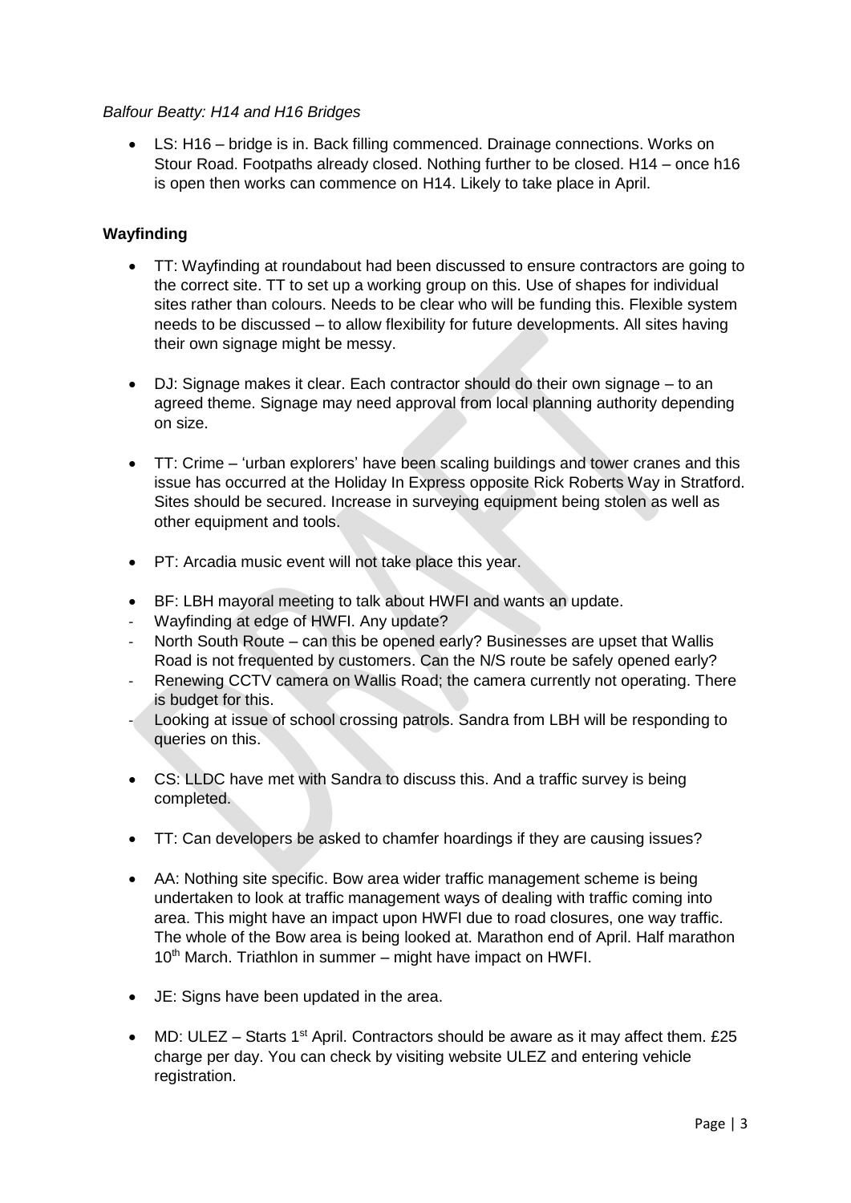*Balfour Beatty: H14 and H16 Bridges*

- LS: H16 – bridge is in. Back filling commenced. Drainage connections. Works on Stour Road. Footpaths already closed. Nothing further to be closed. H14 – once h16 is open then works can commence on H14. Likely to take place in April.

**Wayfinding**

- TT: Wayfinding at roundabout had been discussed to ensure contractors are going to the correct site. TT to set up a working group on this. Use of shapes for individual sites rather than colours. Needs to be clear who will be funding this. Flexible system needs to be discussed – to allow flexibility for future developments. All sites having their own signage might be messy.

- DJ: Signage makes it clear. Each contractor should do their own signage – to an agreed theme. Signage may need approval from local planning authority depending on size.

- TT: Crime – 'urban explorers' have been scaling buildings and tower cranes and this issue has occurred at the Holiday In Express opposite Rick Roberts Way in Stratford. Sites should be secured. Increase in surveying equipment being stolen as well as other equipment and tools.

- PT: Arcadia music event will not take place this year.

- BF: LBH mayoral meeting to talk about HWFI and wants an update.
  - Wayfinding at edge of HWFI. Any update?
  - North South Route – can this be opened early? Businesses are upset that Wallis Road is not frequented by customers. Can the N/S route be safely opened early?
  - Renewing CCTV camera on Wallis Road; the camera currently not operating. There is budget for this.
  - Looking at issue of school crossing patrols. Sandra from LBH will be responding to queries on this.

- CS: LLDC have met with Sandra to discuss this. And a traffic survey is being completed.

- TT: Can developers be asked to chamfer hoardings if they are causing issues?

- AA: Nothing site specific. Bow area wider traffic management scheme is being undertaken to look at traffic management ways of dealing with traffic coming into area. This might have an impact upon HWFI due to road closures, one way traffic. The whole of the Bow area is being looked at. Marathon end of April. Half marathon 10th March. Triathlon in summer – might have impact on HWFI.

- JE: Signs have been updated in the area.

- MD: ULEZ – Starts 1st April. Contractors should be aware as it may affect them. £25 charge per day. You can check by visiting website ULEZ and entering vehicle registration.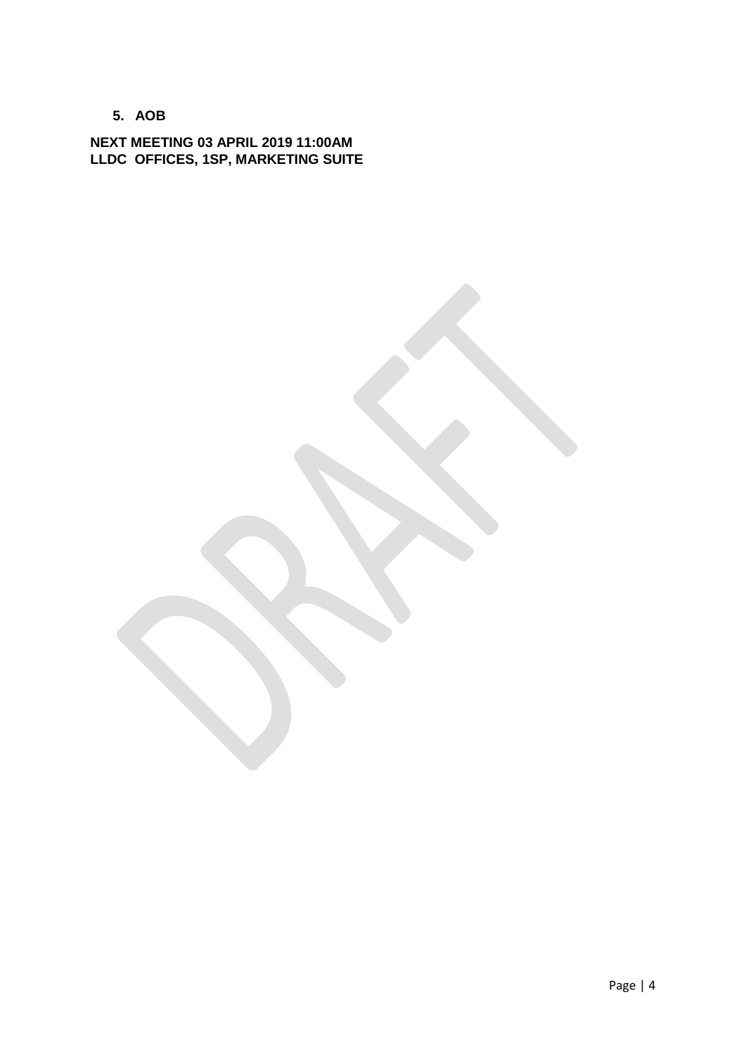## 5. AOB

**NEXT MEETING 03 APRIL 2019 11:00AM**
**LLDC OFFICES, 1SP, MARKETING SUITE**